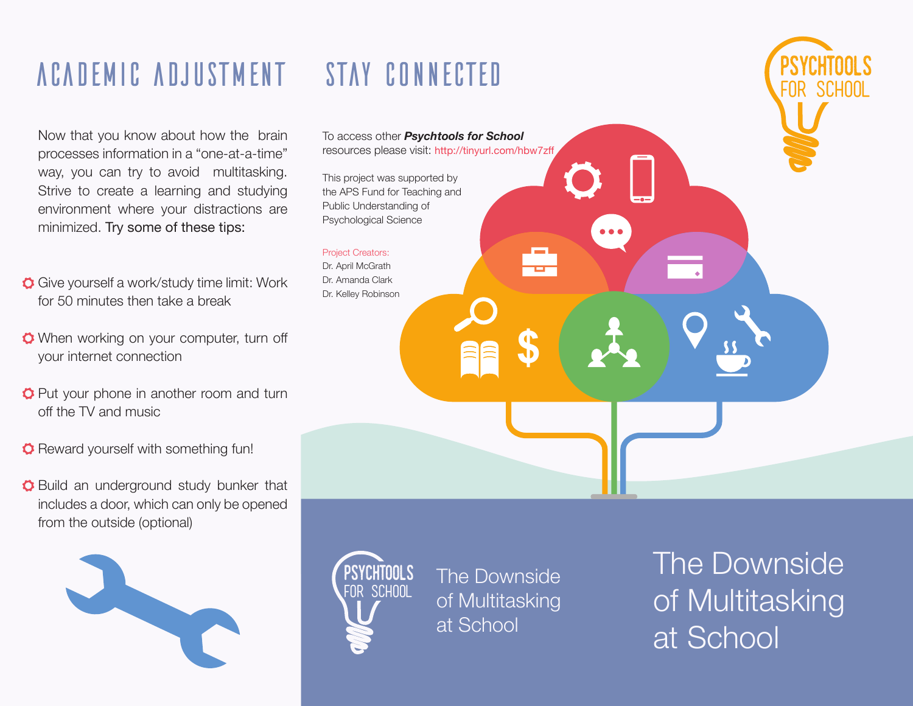# ACADEMIC ADJUSTMENT

Now that you know about how the brain processes information in a "one-at-a-time" way, you can try to avoid multitasking. Strive to create a learning and studying environment where your distractions are minimized. Try some of these tips:

- Give yourself a work/study time limit: Work for 50 minutes then take a break
- When working on your computer, turn off your internet connection
- Put your phone in another room and turn off the TV and music
- Reward yourself with something fun!
- Build an underground study bunker that includes a door, which can only be opened from the outside (optional)

# STAY CONNECTED

To access other ***Psychtools for School*** resources please visit: http://tinyurl.com/hbw7zff

This project was supported by the APS Fund for Teaching and Public Understanding of Psychological Science

Project Creators:
Dr. April McGrath
Dr. Amanda Clark
Dr. Kelley Robinson

PSYCHTOOLS FOR SCHOOL

The Downside of Multitasking at School

# The Downside of Multitasking at School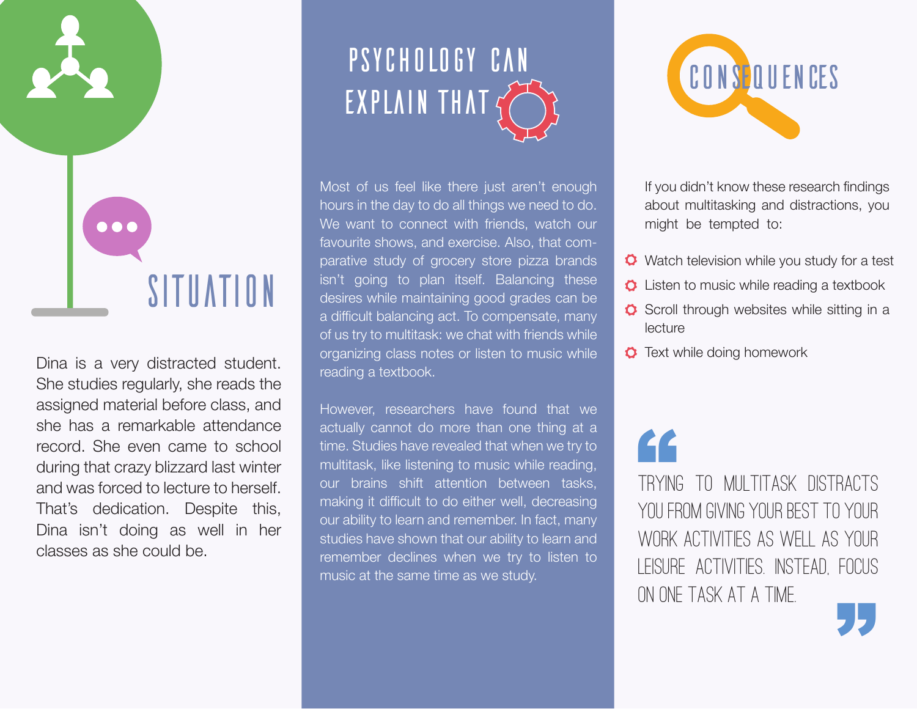## SITUATION

Dina is a very distracted student. She studies regularly, she reads the assigned material before class, and she has a remarkable attendance record. She even came to school during that crazy blizzard last winter and was forced to lecture to herself. That's dedication. Despite this, Dina isn't doing as well in her classes as she could be.

## PSYCHOLOGY CAN EXPLAIN THAT

Most of us feel like there just aren't enough hours in the day to do all things we need to do. We want to connect with friends, watch our favourite shows, and exercise. Also, that comparative study of grocery store pizza brands isn't going to plan itself. Balancing these desires while maintaining good grades can be a difficult balancing act. To compensate, many of us try to multitask: we chat with friends while organizing class notes or listen to music while reading a textbook.

However, researchers have found that we actually cannot do more than one thing at a time. Studies have revealed that when we try to multitask, like listening to music while reading, our brains shift attention between tasks, making it difficult to do either well, decreasing our ability to learn and remember. In fact, many studies have shown that our ability to learn and remember declines when we try to listen to music at the same time as we study.

## CONSEQUENCES

If you didn't know these research findings about multitasking and distractions, you might be tempted to:

- Watch television while you study for a test
- Listen to music while reading a textbook
- Scroll through websites while sitting in a lecture
- Text while doing homework

> "TRYING TO MULTITASK DISTRACTS YOU FROM GIVING YOUR BEST TO YOUR WORK ACTIVITIES AS WELL AS YOUR LEISURE ACTIVITIES. INSTEAD, FOCUS ON ONE TASK AT A TIME."